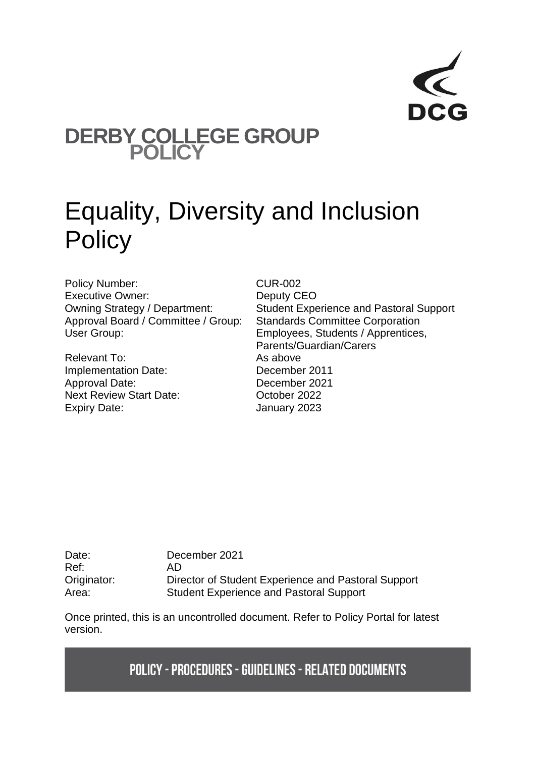DCG

# DERBY COLLEGE GROUP POLICY

# Equality, Diversity and Inclusion Policy

| | |
|---|---|
| Policy Number: | CUR-002 |
| Executive Owner: | Deputy CEO |
| Owning Strategy / Department: | Student Experience and Pastoral Support |
| Approval Board / Committee / Group: | Standards Committee Corporation |
| User Group: | Employees, Students / Apprentices, Parents/Guardian/Carers |
| Relevant To: | As above |
| Implementation Date: | December 2011 |
| Approval Date: | December 2021 |
| Next Review Start Date: | October 2022 |
| Expiry Date: | January 2023 |

| | |
|---|---|
| Date: | December 2021 |
| Ref: | AD |
| Originator: | Director of Student Experience and Pastoral Support |
| Area: | Student Experience and Pastoral Support |

Once printed, this is an uncontrolled document. Refer to Policy Portal for latest version.

**POLICY - PROCEDURES - GUIDELINES - RELATED DOCUMENTS**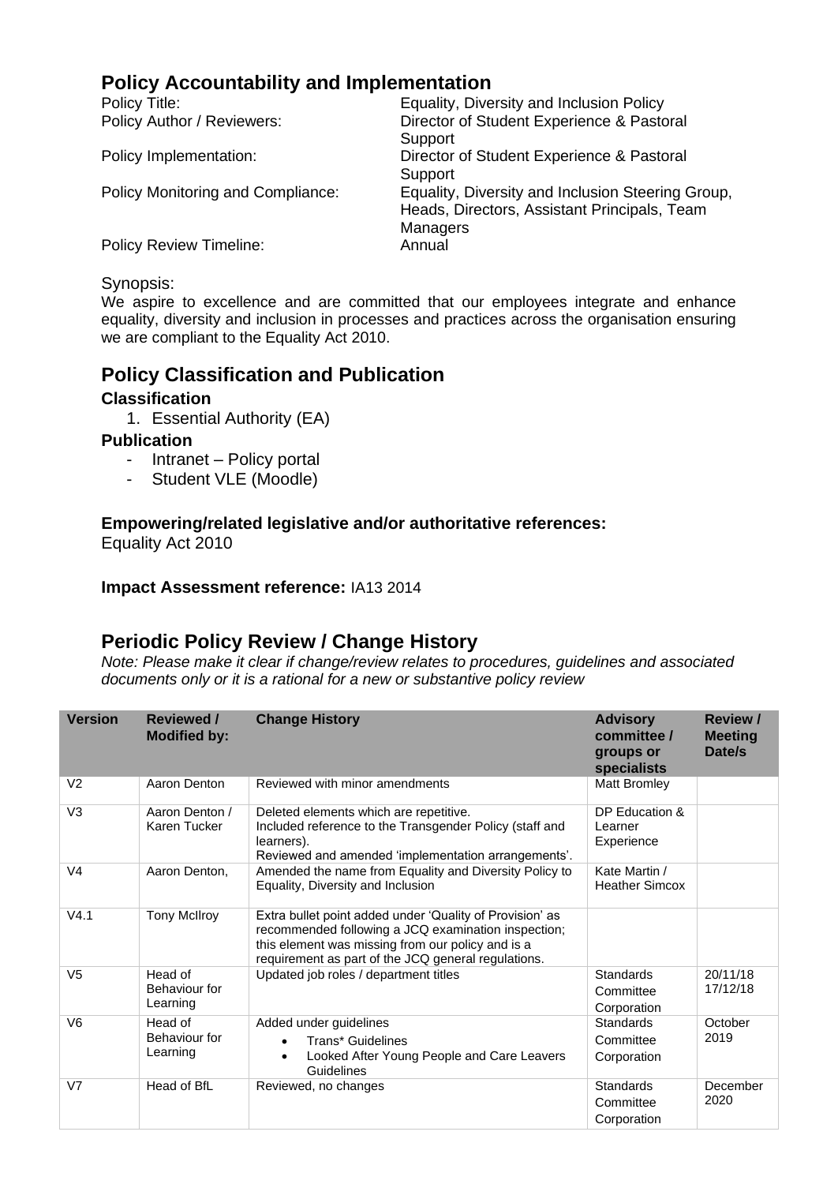## Policy Accountability and Implementation

| | |
|---|---|
| Policy Title: | Equality, Diversity and Inclusion Policy |
| Policy Author / Reviewers: | Director of Student Experience & Pastoral Support |
| Policy Implementation: | Director of Student Experience & Pastoral Support |
| Policy Monitoring and Compliance: | Equality, Diversity and Inclusion Steering Group, Heads, Directors, Assistant Principals, Team Managers |
| Policy Review Timeline: | Annual |

Synopsis:

We aspire to excellence and are committed that our employees integrate and enhance equality, diversity and inclusion in processes and practices across the organisation ensuring we are compliant to the Equality Act 2010.

## Policy Classification and Publication

### Classification

1. Essential Authority (EA)

### Publication

- Intranet – Policy portal
- Student VLE (Moodle)

**Empowering/related legislative and/or authoritative references:**

Equality Act 2010

**Impact Assessment reference:** IA13 2014

## Periodic Policy Review / Change History

*Note: Please make it clear if change/review relates to procedures, guidelines and associated documents only or it is a rational for a new or substantive policy review*

| Version | Reviewed / Modified by: | Change History | Advisory committee / groups or specialists | Review / Meeting Date/s |
|---|---|---|---|---|
| V2 | Aaron Denton | Reviewed with minor amendments | Matt Bromley | |
| V3 | Aaron Denton / Karen Tucker | Deleted elements which are repetitive.<br>Included reference to the Transgender Policy (staff and learners).<br>Reviewed and amended 'implementation arrangements'. | DP Education & Learner Experience | |
| V4 | Aaron Denton, | Amended the name from Equality and Diversity Policy to Equality, Diversity and Inclusion | Kate Martin / Heather Simcox | |
| V4.1 | Tony McIlroy | Extra bullet point added under 'Quality of Provision' as recommended following a JCQ examination inspection; this element was missing from our policy and is a requirement as part of the JCQ general regulations. | | |
| V5 | Head of Behaviour for Learning | Updated job roles / department titles | Standards Committee<br>Corporation | 20/11/18<br>17/12/18 |
| V6 | Head of Behaviour for Learning | Added under guidelines<br>• Trans* Guidelines<br>• Looked After Young People and Care Leavers Guidelines | Standards Committee<br>Corporation | October 2019 |
| V7 | Head of BfL | Reviewed, no changes | Standards Committee<br>Corporation | December 2020 |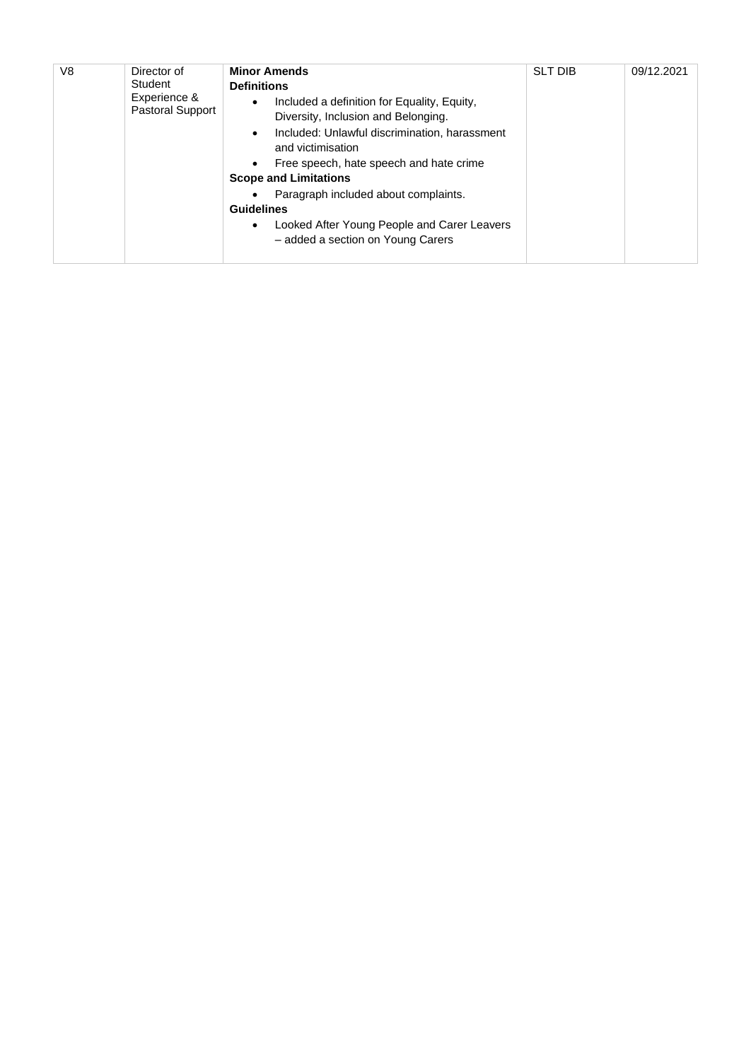| | | | | |
|---|---|---|---|---|
| V8 | Director of Student Experience & Pastoral Support | **Minor Amends**<br>**Definitions**<br>• Included a definition for Equality, Equity, Diversity, Inclusion and Belonging.<br>• Included: Unlawful discrimination, harassment and victimisation<br>• Free speech, hate speech and hate crime<br>**Scope and Limitations**<br>• Paragraph included about complaints.<br>**Guidelines**<br>• Looked After Young People and Carer Leavers – added a section on Young Carers | SLT DIB | 09/12.2021 |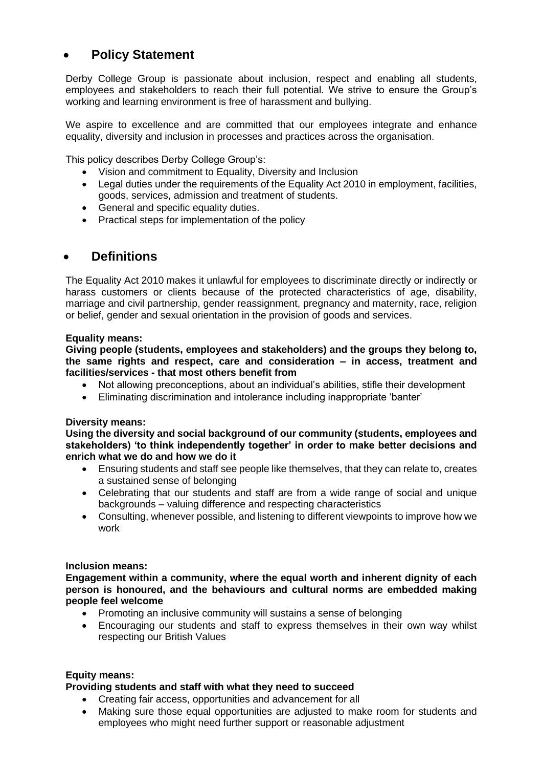## Policy Statement

Derby College Group is passionate about inclusion, respect and enabling all students, employees and stakeholders to reach their full potential. We strive to ensure the Group's working and learning environment is free of harassment and bullying.

We aspire to excellence and are committed that our employees integrate and enhance equality, diversity and inclusion in processes and practices across the organisation.

This policy describes Derby College Group's:

- Vision and commitment to Equality, Diversity and Inclusion
- Legal duties under the requirements of the Equality Act 2010 in employment, facilities, goods, services, admission and treatment of students.
- General and specific equality duties.
- Practical steps for implementation of the policy

## Definitions

The Equality Act 2010 makes it unlawful for employees to discriminate directly or indirectly or harass customers or clients because of the protected characteristics of age, disability, marriage and civil partnership, gender reassignment, pregnancy and maternity, race, religion or belief, gender and sexual orientation in the provision of goods and services.

**Equality means:**

**Giving people (students, employees and stakeholders) and the groups they belong to, the same rights and respect, care and consideration – in access, treatment and facilities/services - that most others benefit from**

- Not allowing preconceptions, about an individual's abilities, stifle their development
- Eliminating discrimination and intolerance including inappropriate 'banter'

**Diversity means:**

**Using the diversity and social background of our community (students, employees and stakeholders) 'to think independently together' in order to make better decisions and enrich what we do and how we do it**

- Ensuring students and staff see people like themselves, that they can relate to, creates a sustained sense of belonging
- Celebrating that our students and staff are from a wide range of social and unique backgrounds – valuing difference and respecting characteristics
- Consulting, whenever possible, and listening to different viewpoints to improve how we work

**Inclusion means:**

**Engagement within a community, where the equal worth and inherent dignity of each person is honoured, and the behaviours and cultural norms are embedded making people feel welcome**

- Promoting an inclusive community will sustains a sense of belonging
- Encouraging our students and staff to express themselves in their own way whilst respecting our British Values

**Equity means:**

**Providing students and staff with what they need to succeed**

- Creating fair access, opportunities and advancement for all
- Making sure those equal opportunities are adjusted to make room for students and employees who might need further support or reasonable adjustment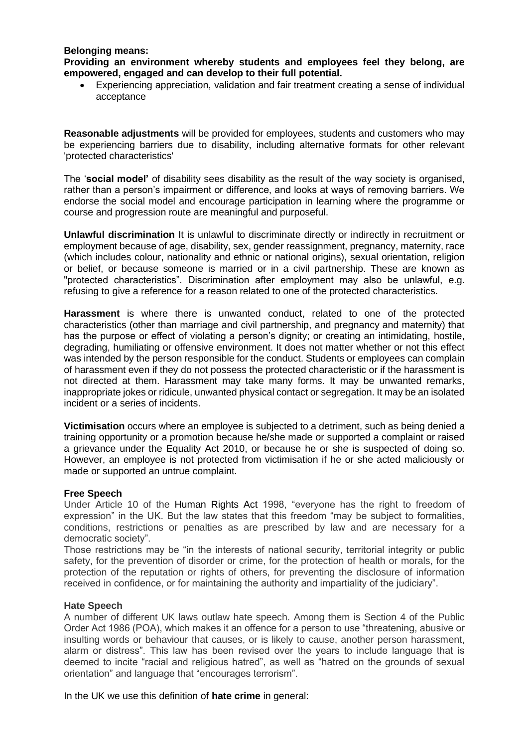**Belonging means:**
**Providing an environment whereby students and employees feel they belong, are empowered, engaged and can develop to their full potential.**

- Experiencing appreciation, validation and fair treatment creating a sense of individual acceptance

**Reasonable adjustments** will be provided for employees, students and customers who may be experiencing barriers due to disability, including alternative formats for other relevant 'protected characteristics'

The '**social model'** of disability sees disability as the result of the way society is organised, rather than a person's impairment or difference, and looks at ways of removing barriers. We endorse the social model and encourage participation in learning where the programme or course and progression route are meaningful and purposeful.

**Unlawful discrimination** It is unlawful to discriminate directly or indirectly in recruitment or employment because of age, disability, sex, gender reassignment, pregnancy, maternity, race (which includes colour, nationality and ethnic or national origins), sexual orientation, religion or belief, or because someone is married or in a civil partnership. These are known as "protected characteristics". Discrimination after employment may also be unlawful, e.g. refusing to give a reference for a reason related to one of the protected characteristics.

**Harassment** is where there is unwanted conduct, related to one of the protected characteristics (other than marriage and civil partnership, and pregnancy and maternity) that has the purpose or effect of violating a person's dignity; or creating an intimidating, hostile, degrading, humiliating or offensive environment. It does not matter whether or not this effect was intended by the person responsible for the conduct. Students or employees can complain of harassment even if they do not possess the protected characteristic or if the harassment is not directed at them. Harassment may take many forms. It may be unwanted remarks, inappropriate jokes or ridicule, unwanted physical contact or segregation. It may be an isolated incident or a series of incidents.

**Victimisation** occurs where an employee is subjected to a detriment, such as being denied a training opportunity or a promotion because he/she made or supported a complaint or raised a grievance under the Equality Act 2010, or because he or she is suspected of doing so. However, an employee is not protected from victimisation if he or she acted maliciously or made or supported an untrue complaint.

**Free Speech**

Under Article 10 of the Human Rights Act 1998, "everyone has the right to freedom of expression" in the UK. But the law states that this freedom "may be subject to formalities, conditions, restrictions or penalties as are prescribed by law and are necessary for a democratic society".

Those restrictions may be "in the interests of national security, territorial integrity or public safety, for the prevention of disorder or crime, for the protection of health or morals, for the protection of the reputation or rights of others, for preventing the disclosure of information received in confidence, or for maintaining the authority and impartiality of the judiciary".

**Hate Speech**

A number of different UK laws outlaw hate speech. Among them is Section 4 of the Public Order Act 1986 (POA), which makes it an offence for a person to use "threatening, abusive or insulting words or behaviour that causes, or is likely to cause, another person harassment, alarm or distress". This law has been revised over the years to include language that is deemed to incite "racial and religious hatred", as well as "hatred on the grounds of sexual orientation" and language that "encourages terrorism".

In the UK we use this definition of **hate crime** in general: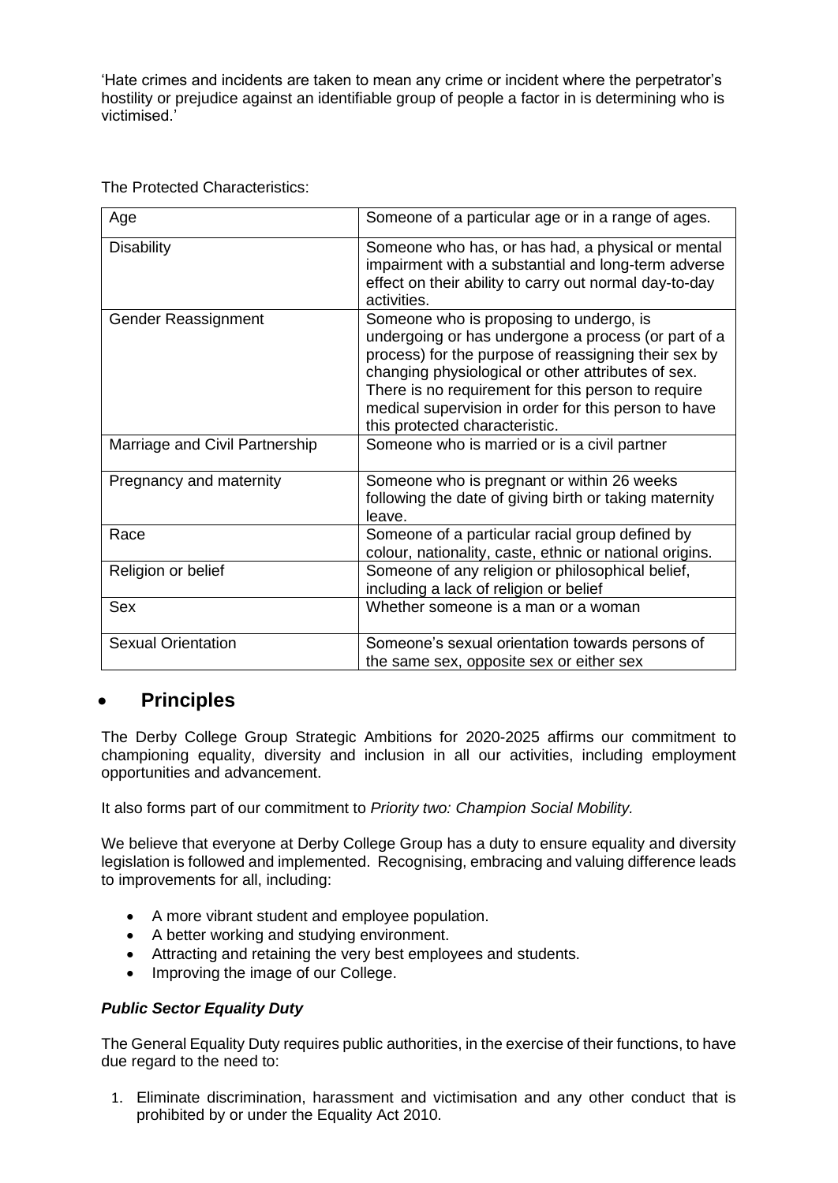'Hate crimes and incidents are taken to mean any crime or incident where the perpetrator's hostility or prejudice against an identifiable group of people a factor in is determining who is victimised.'

The Protected Characteristics:

| | |
|---|---|
| Age | Someone of a particular age or in a range of ages. |
| Disability | Someone who has, or has had, a physical or mental impairment with a substantial and long-term adverse effect on their ability to carry out normal day-to-day activities. |
| Gender Reassignment | Someone who is proposing to undergo, is undergoing or has undergone a process (or part of a process) for the purpose of reassigning their sex by changing physiological or other attributes of sex. There is no requirement for this person to require medical supervision in order for this person to have this protected characteristic. |
| Marriage and Civil Partnership | Someone who is married or is a civil partner |
| Pregnancy and maternity | Someone who is pregnant or within 26 weeks following the date of giving birth or taking maternity leave. |
| Race | Someone of a particular racial group defined by colour, nationality, caste, ethnic or national origins. |
| Religion or belief | Someone of any religion or philosophical belief, including a lack of religion or belief |
| Sex | Whether someone is a man or a woman |
| Sexual Orientation | Someone's sexual orientation towards persons of the same sex, opposite sex or either sex |

## • Principles

The Derby College Group Strategic Ambitions for 2020-2025 affirms our commitment to championing equality, diversity and inclusion in all our activities, including employment opportunities and advancement.

It also forms part of our commitment to *Priority two: Champion Social Mobility.*

We believe that everyone at Derby College Group has a duty to ensure equality and diversity legislation is followed and implemented. Recognising, embracing and valuing difference leads to improvements for all, including:

- A more vibrant student and employee population.
- A better working and studying environment.
- Attracting and retaining the very best employees and students.
- Improving the image of our College.

***Public Sector Equality Duty***

The General Equality Duty requires public authorities, in the exercise of their functions, to have due regard to the need to:

1. Eliminate discrimination, harassment and victimisation and any other conduct that is prohibited by or under the Equality Act 2010.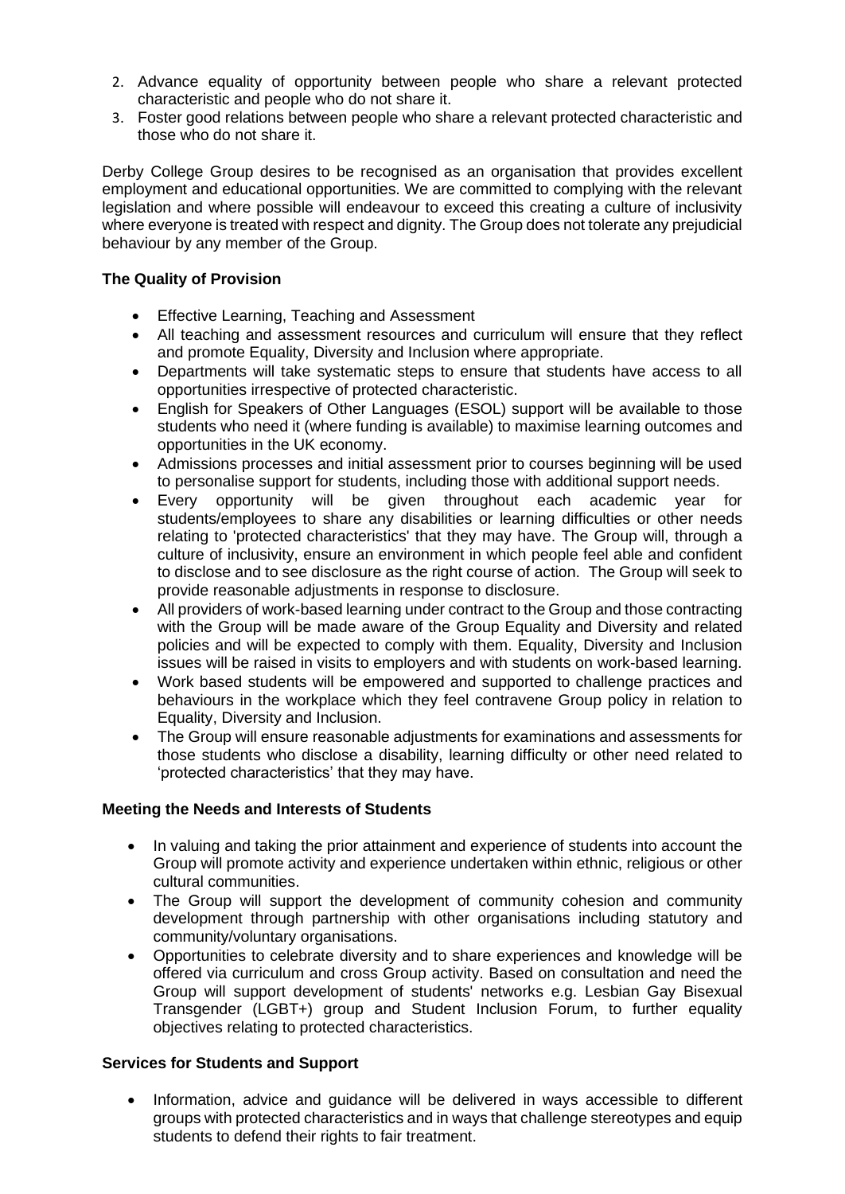2. Advance equality of opportunity between people who share a relevant protected characteristic and people who do not share it.
3. Foster good relations between people who share a relevant protected characteristic and those who do not share it.

Derby College Group desires to be recognised as an organisation that provides excellent employment and educational opportunities. We are committed to complying with the relevant legislation and where possible will endeavour to exceed this creating a culture of inclusivity where everyone is treated with respect and dignity. The Group does not tolerate any prejudicial behaviour by any member of the Group.

**The Quality of Provision**

- Effective Learning, Teaching and Assessment
- All teaching and assessment resources and curriculum will ensure that they reflect and promote Equality, Diversity and Inclusion where appropriate.
- Departments will take systematic steps to ensure that students have access to all opportunities irrespective of protected characteristic.
- English for Speakers of Other Languages (ESOL) support will be available to those students who need it (where funding is available) to maximise learning outcomes and opportunities in the UK economy.
- Admissions processes and initial assessment prior to courses beginning will be used to personalise support for students, including those with additional support needs.
- Every opportunity will be given throughout each academic year for students/employees to share any disabilities or learning difficulties or other needs relating to 'protected characteristics' that they may have. The Group will, through a culture of inclusivity, ensure an environment in which people feel able and confident to disclose and to see disclosure as the right course of action. The Group will seek to provide reasonable adjustments in response to disclosure.
- All providers of work-based learning under contract to the Group and those contracting with the Group will be made aware of the Group Equality and Diversity and related policies and will be expected to comply with them. Equality, Diversity and Inclusion issues will be raised in visits to employers and with students on work-based learning.
- Work based students will be empowered and supported to challenge practices and behaviours in the workplace which they feel contravene Group policy in relation to Equality, Diversity and Inclusion.
- The Group will ensure reasonable adjustments for examinations and assessments for those students who disclose a disability, learning difficulty or other need related to 'protected characteristics' that they may have.

**Meeting the Needs and Interests of Students**

- In valuing and taking the prior attainment and experience of students into account the Group will promote activity and experience undertaken within ethnic, religious or other cultural communities.
- The Group will support the development of community cohesion and community development through partnership with other organisations including statutory and community/voluntary organisations.
- Opportunities to celebrate diversity and to share experiences and knowledge will be offered via curriculum and cross Group activity. Based on consultation and need the Group will support development of students' networks e.g. Lesbian Gay Bisexual Transgender (LGBT+) group and Student Inclusion Forum, to further equality objectives relating to protected characteristics.

**Services for Students and Support**

- Information, advice and guidance will be delivered in ways accessible to different groups with protected characteristics and in ways that challenge stereotypes and equip students to defend their rights to fair treatment.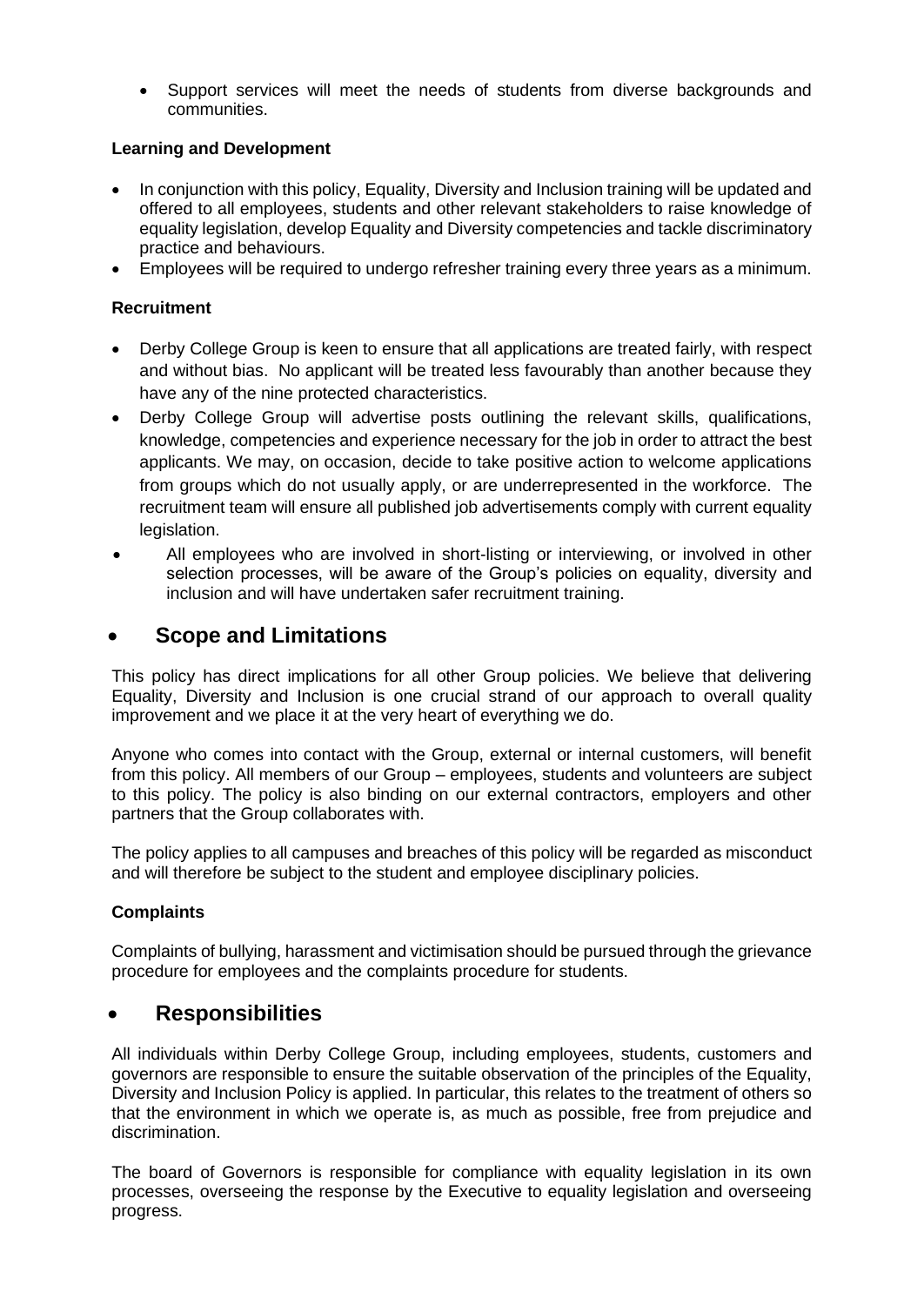- Support services will meet the needs of students from diverse backgrounds and communities.

**Learning and Development**

- In conjunction with this policy, Equality, Diversity and Inclusion training will be updated and offered to all employees, students and other relevant stakeholders to raise knowledge of equality legislation, develop Equality and Diversity competencies and tackle discriminatory practice and behaviours.
- Employees will be required to undergo refresher training every three years as a minimum.

**Recruitment**

- Derby College Group is keen to ensure that all applications are treated fairly, with respect and without bias. No applicant will be treated less favourably than another because they have any of the nine protected characteristics.
- Derby College Group will advertise posts outlining the relevant skills, qualifications, knowledge, competencies and experience necessary for the job in order to attract the best applicants. We may, on occasion, decide to take positive action to welcome applications from groups which do not usually apply, or are underrepresented in the workforce. The recruitment team will ensure all published job advertisements comply with current equality legislation.
- All employees who are involved in short-listing or interviewing, or involved in other selection processes, will be aware of the Group's policies on equality, diversity and inclusion and will have undertaken safer recruitment training.

## Scope and Limitations

This policy has direct implications for all other Group policies. We believe that delivering Equality, Diversity and Inclusion is one crucial strand of our approach to overall quality improvement and we place it at the very heart of everything we do.

Anyone who comes into contact with the Group, external or internal customers, will benefit from this policy. All members of our Group – employees, students and volunteers are subject to this policy. The policy is also binding on our external contractors, employers and other partners that the Group collaborates with.

The policy applies to all campuses and breaches of this policy will be regarded as misconduct and will therefore be subject to the student and employee disciplinary policies.

**Complaints**

Complaints of bullying, harassment and victimisation should be pursued through the grievance procedure for employees and the complaints procedure for students.

## Responsibilities

All individuals within Derby College Group, including employees, students, customers and governors are responsible to ensure the suitable observation of the principles of the Equality, Diversity and Inclusion Policy is applied. In particular, this relates to the treatment of others so that the environment in which we operate is, as much as possible, free from prejudice and discrimination.

The board of Governors is responsible for compliance with equality legislation in its own processes, overseeing the response by the Executive to equality legislation and overseeing progress.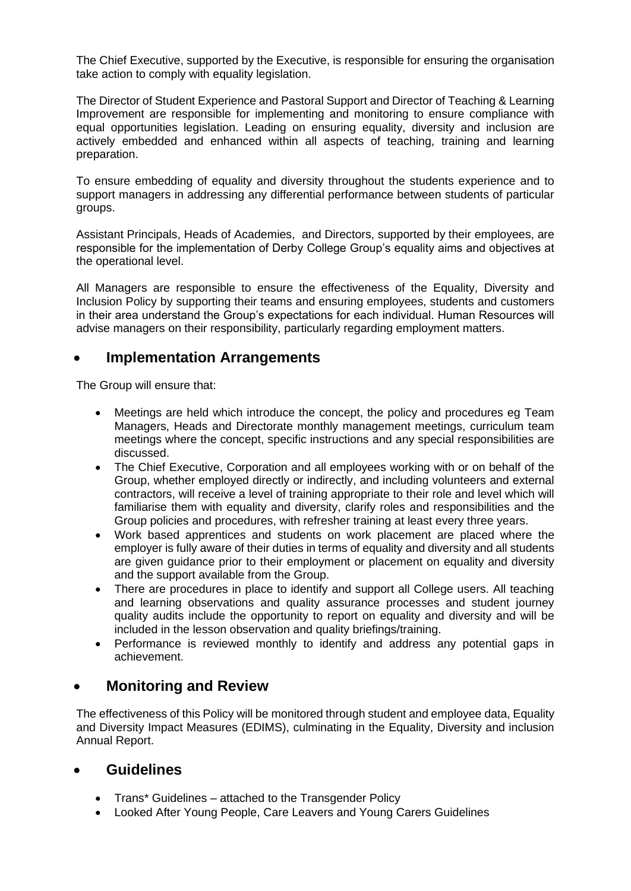The Chief Executive, supported by the Executive, is responsible for ensuring the organisation take action to comply with equality legislation.

The Director of Student Experience and Pastoral Support and Director of Teaching & Learning Improvement are responsible for implementing and monitoring to ensure compliance with equal opportunities legislation. Leading on ensuring equality, diversity and inclusion are actively embedded and enhanced within all aspects of teaching, training and learning preparation.

To ensure embedding of equality and diversity throughout the students experience and to support managers in addressing any differential performance between students of particular groups.

Assistant Principals, Heads of Academies, and Directors, supported by their employees, are responsible for the implementation of Derby College Group's equality aims and objectives at the operational level.

All Managers are responsible to ensure the effectiveness of the Equality, Diversity and Inclusion Policy by supporting their teams and ensuring employees, students and customers in their area understand the Group's expectations for each individual. Human Resources will advise managers on their responsibility, particularly regarding employment matters.

## Implementation Arrangements

The Group will ensure that:

- Meetings are held which introduce the concept, the policy and procedures eg Team Managers, Heads and Directorate monthly management meetings, curriculum team meetings where the concept, specific instructions and any special responsibilities are discussed.
- The Chief Executive, Corporation and all employees working with or on behalf of the Group, whether employed directly or indirectly, and including volunteers and external contractors, will receive a level of training appropriate to their role and level which will familiarise them with equality and diversity, clarify roles and responsibilities and the Group policies and procedures, with refresher training at least every three years.
- Work based apprentices and students on work placement are placed where the employer is fully aware of their duties in terms of equality and diversity and all students are given guidance prior to their employment or placement on equality and diversity and the support available from the Group.
- There are procedures in place to identify and support all College users. All teaching and learning observations and quality assurance processes and student journey quality audits include the opportunity to report on equality and diversity and will be included in the lesson observation and quality briefings/training.
- Performance is reviewed monthly to identify and address any potential gaps in achievement.

## Monitoring and Review

The effectiveness of this Policy will be monitored through student and employee data, Equality and Diversity Impact Measures (EDIMS), culminating in the Equality, Diversity and inclusion Annual Report.

## Guidelines

- Trans* Guidelines – attached to the Transgender Policy
- Looked After Young People, Care Leavers and Young Carers Guidelines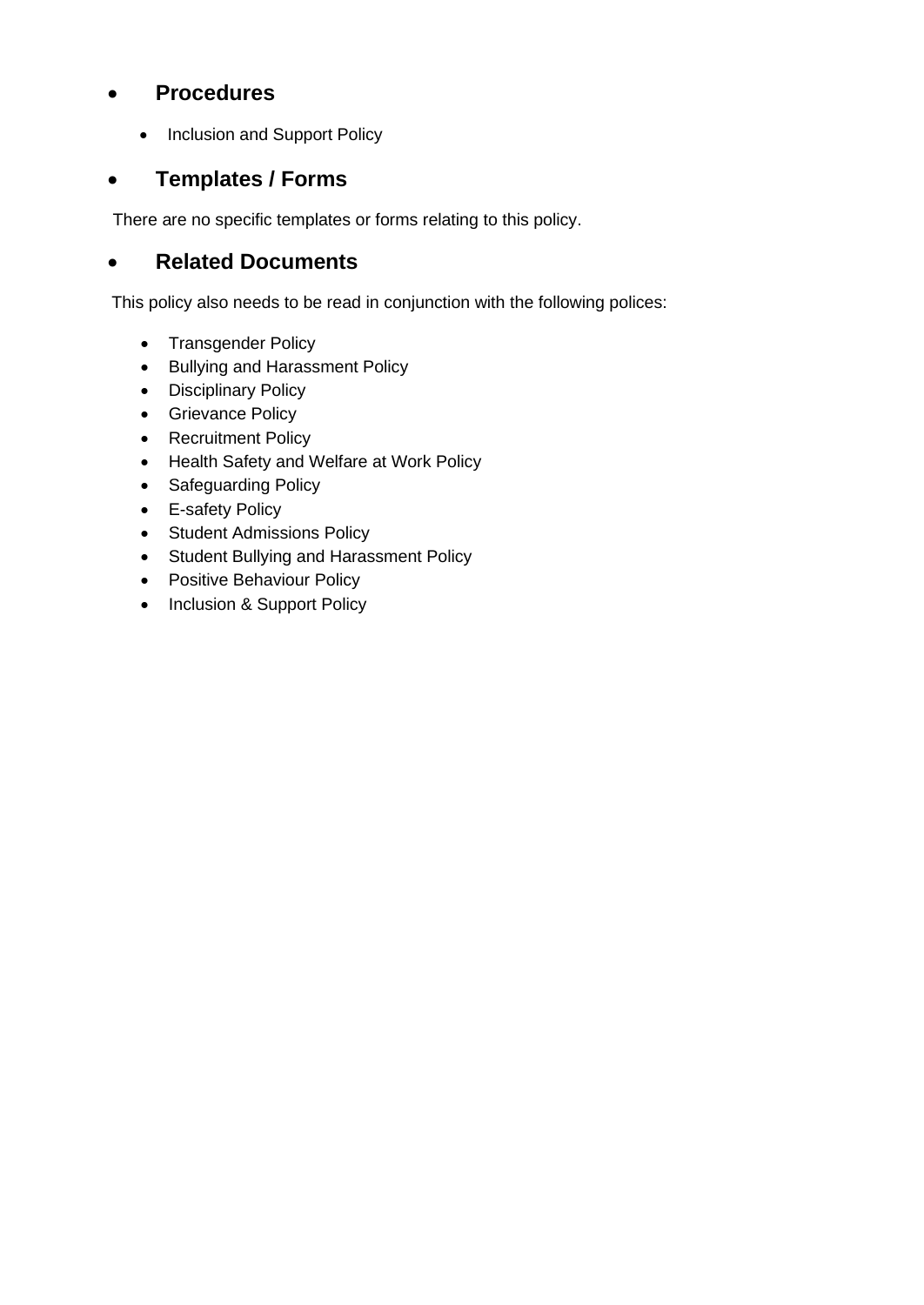- ## Procedures

  - Inclusion and Support Policy

- ## Templates / Forms

There are no specific templates or forms relating to this policy.

- ## Related Documents

This policy also needs to be read in conjunction with the following polices:

- Transgender Policy
- Bullying and Harassment Policy
- Disciplinary Policy
- Grievance Policy
- Recruitment Policy
- Health Safety and Welfare at Work Policy
- Safeguarding Policy
- E-safety Policy
- Student Admissions Policy
- Student Bullying and Harassment Policy
- Positive Behaviour Policy
- Inclusion & Support Policy